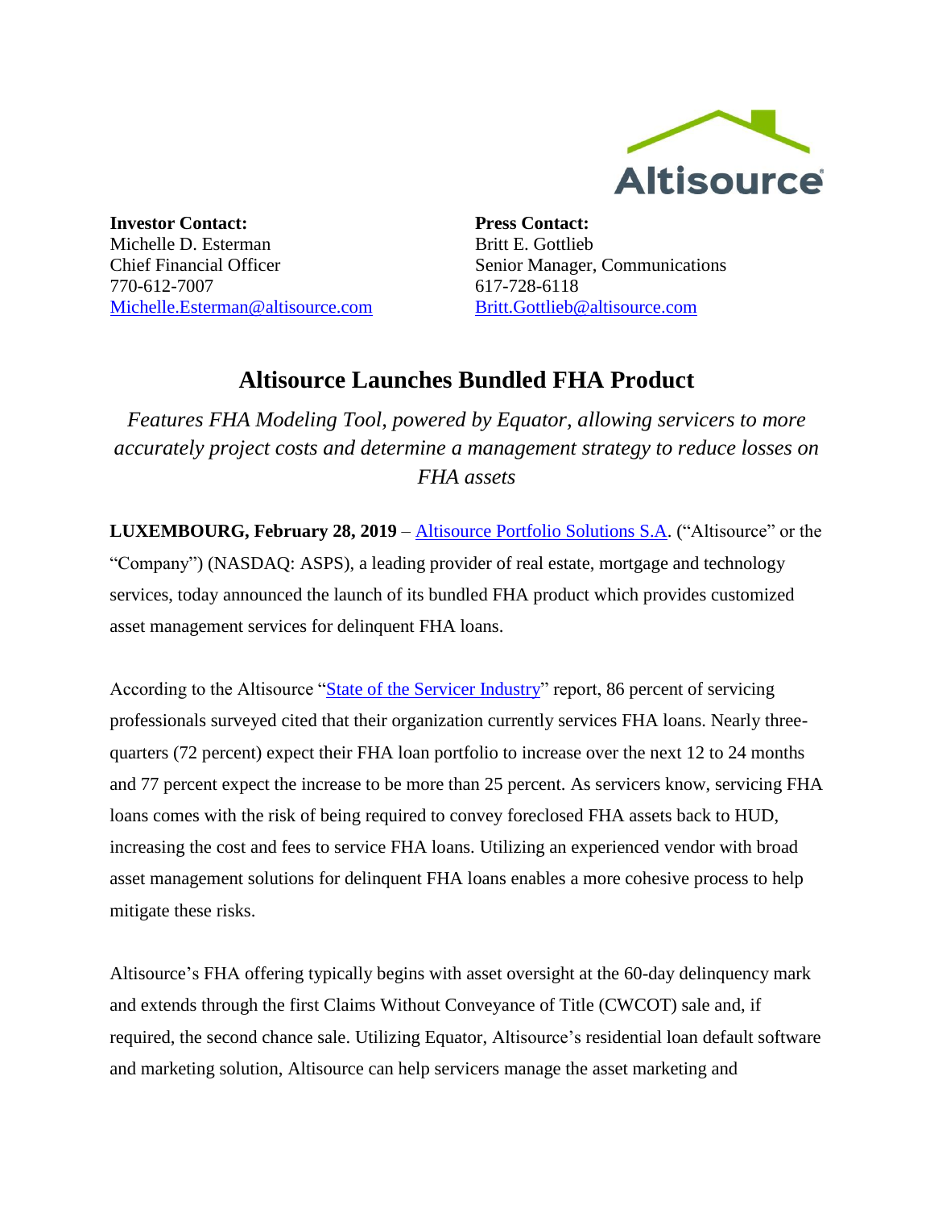**Investor Contact:**
Michelle D. Esterman
Chief Financial Officer
770-612-7007
Michelle.Esterman@altisource.com

**Press Contact:**
Britt E. Gottlieb
Senior Manager, Communications
617-728-6118
Britt.Gottlieb@altisource.com

# Altisource Launches Bundled FHA Product

*Features FHA Modeling Tool, powered by Equator, allowing servicers to more accurately project costs and determine a management strategy to reduce losses on FHA assets*

**LUXEMBOURG, February 28, 2019** – Altisource Portfolio Solutions S.A. ("Altisource" or the "Company") (NASDAQ: ASPS), a leading provider of real estate, mortgage and technology services, today announced the launch of its bundled FHA product which provides customized asset management services for delinquent FHA loans.

According to the Altisource "State of the Servicer Industry" report, 86 percent of servicing professionals surveyed cited that their organization currently services FHA loans. Nearly three-quarters (72 percent) expect their FHA loan portfolio to increase over the next 12 to 24 months and 77 percent expect the increase to be more than 25 percent. As servicers know, servicing FHA loans comes with the risk of being required to convey foreclosed FHA assets back to HUD, increasing the cost and fees to service FHA loans. Utilizing an experienced vendor with broad asset management solutions for delinquent FHA loans enables a more cohesive process to help mitigate these risks.

Altisource's FHA offering typically begins with asset oversight at the 60-day delinquency mark and extends through the first Claims Without Conveyance of Title (CWCOT) sale and, if required, the second chance sale. Utilizing Equator, Altisource's residential loan default software and marketing solution, Altisource can help servicers manage the asset marketing and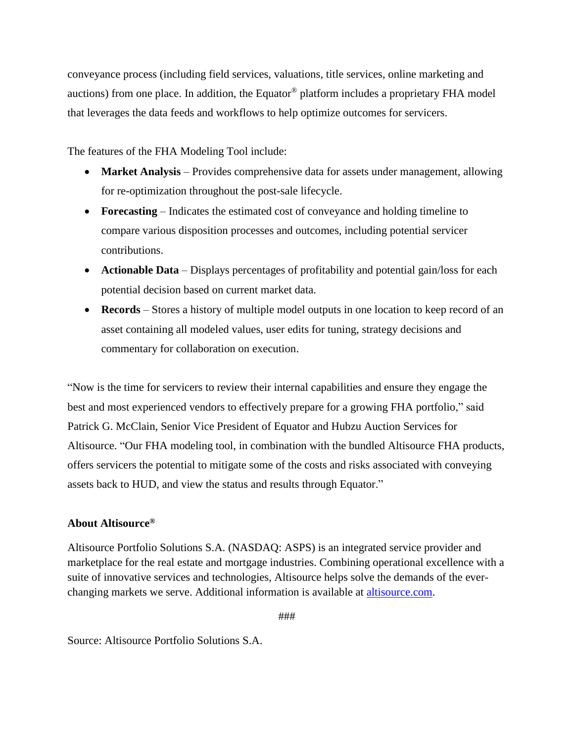conveyance process (including field services, valuations, title services, online marketing and auctions) from one place. In addition, the Equator® platform includes a proprietary FHA model that leverages the data feeds and workflows to help optimize outcomes for servicers.

The features of the FHA Modeling Tool include:

- **Market Analysis** – Provides comprehensive data for assets under management, allowing for re-optimization throughout the post-sale lifecycle.
- **Forecasting** – Indicates the estimated cost of conveyance and holding timeline to compare various disposition processes and outcomes, including potential servicer contributions.
- **Actionable Data** – Displays percentages of profitability and potential gain/loss for each potential decision based on current market data.
- **Records** – Stores a history of multiple model outputs in one location to keep record of an asset containing all modeled values, user edits for tuning, strategy decisions and commentary for collaboration on execution.

"Now is the time for servicers to review their internal capabilities and ensure they engage the best and most experienced vendors to effectively prepare for a growing FHA portfolio," said Patrick G. McClain, Senior Vice President of Equator and Hubzu Auction Services for Altisource. "Our FHA modeling tool, in combination with the bundled Altisource FHA products, offers servicers the potential to mitigate some of the costs and risks associated with conveying assets back to HUD, and view the status and results through Equator."

**About Altisource®**

Altisource Portfolio Solutions S.A. (NASDAQ: ASPS) is an integrated service provider and marketplace for the real estate and mortgage industries. Combining operational excellence with a suite of innovative services and technologies, Altisource helps solve the demands of the ever-changing markets we serve. Additional information is available at altisource.com.

###

Source: Altisource Portfolio Solutions S.A.